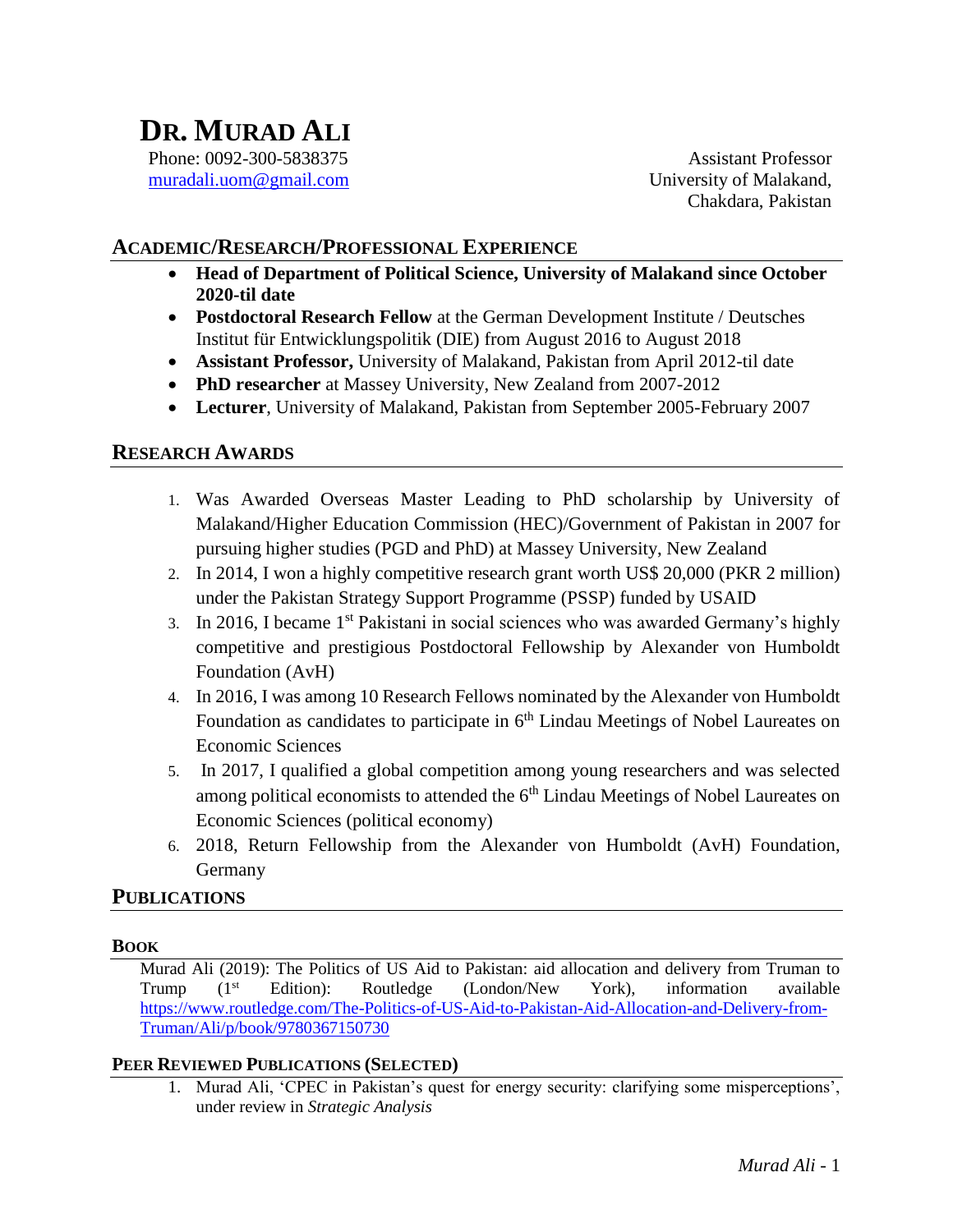# Dr. Murad Ali

Phone: 0092-300-5838375
muradali.uom@gmail.com

Assistant Professor
University of Malakand,
Chakdara, Pakistan

## Academic/Research/Professional Experience

- **Head of Department of Political Science, University of Malakand since October 2020-til date**
- **Postdoctoral Research Fellow** at the German Development Institute / Deutsches Institut für Entwicklungspolitik (DIE) from August 2016 to August 2018
- **Assistant Professor,** University of Malakand, Pakistan from April 2012-til date
- **PhD researcher** at Massey University, New Zealand from 2007-2012
- **Lecturer**, University of Malakand, Pakistan from September 2005-February 2007

## Research Awards

1. Was Awarded Overseas Master Leading to PhD scholarship by University of Malakand/Higher Education Commission (HEC)/Government of Pakistan in 2007 for pursuing higher studies (PGD and PhD) at Massey University, New Zealand
2. In 2014, I won a highly competitive research grant worth US$ 20,000 (PKR 2 million) under the Pakistan Strategy Support Programme (PSSP) funded by USAID
3. In 2016, I became 1st Pakistani in social sciences who was awarded Germany's highly competitive and prestigious Postdoctoral Fellowship by Alexander von Humboldt Foundation (AvH)
4. In 2016, I was among 10 Research Fellows nominated by the Alexander von Humboldt Foundation as candidates to participate in 6th Lindau Meetings of Nobel Laureates on Economic Sciences
5. In 2017, I qualified a global competition among young researchers and was selected among political economists to attended the 6th Lindau Meetings of Nobel Laureates on Economic Sciences (political economy)
6. 2018, Return Fellowship from the Alexander von Humboldt (AvH) Foundation, Germany

## Publications

### Book

Murad Ali (2019): The Politics of US Aid to Pakistan: aid allocation and delivery from Truman to Trump (1st Edition): Routledge (London/New York), information available https://www.routledge.com/The-Politics-of-US-Aid-to-Pakistan-Aid-Allocation-and-Delivery-from-Truman/Ali/p/book/9780367150730

### Peer Reviewed Publications (Selected)

1. Murad Ali, 'CPEC in Pakistan's quest for energy security: clarifying some misperceptions', under review in *Strategic Analysis*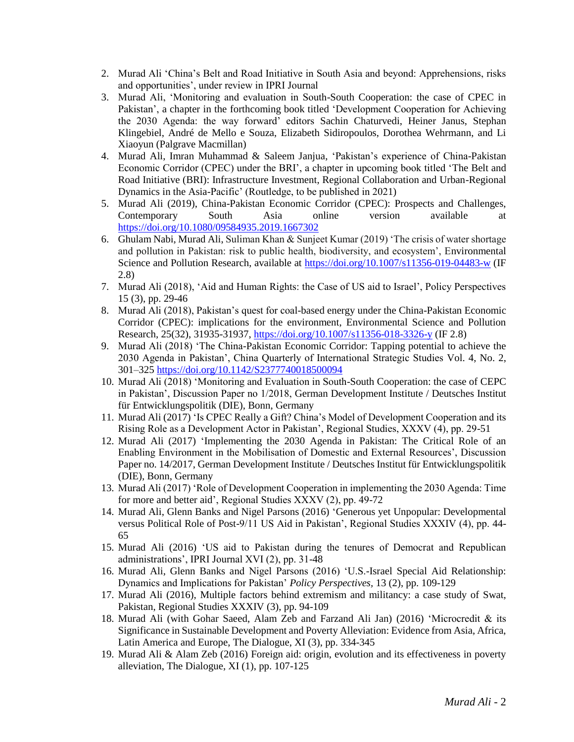2. Murad Ali 'China's Belt and Road Initiative in South Asia and beyond: Apprehensions, risks and opportunities', under review in IPRI Journal
3. Murad Ali, 'Monitoring and evaluation in South-South Cooperation: the case of CPEC in Pakistan', a chapter in the forthcoming book titled 'Development Cooperation for Achieving the 2030 Agenda: the way forward' editors Sachin Chaturvedi, Heiner Janus, Stephan Klingebiel, André de Mello e Souza, Elizabeth Sidiropoulos, Dorothea Wehrmann, and Li Xiaoyun (Palgrave Macmillan)
4. Murad Ali, Imran Muhammad & Saleem Janjua, 'Pakistan's experience of China-Pakistan Economic Corridor (CPEC) under the BRI', a chapter in upcoming book titled 'The Belt and Road Initiative (BRI): Infrastructure Investment, Regional Collaboration and Urban-Regional Dynamics in the Asia-Pacific' (Routledge, to be published in 2021)
5. Murad Ali (2019), China-Pakistan Economic Corridor (CPEC): Prospects and Challenges, Contemporary South Asia online version available at https://doi.org/10.1080/09584935.2019.1667302
6. Ghulam Nabi, Murad Ali, Suliman Khan & Sunjeet Kumar (2019) 'The crisis of water shortage and pollution in Pakistan: risk to public health, biodiversity, and ecosystem', Environmental Science and Pollution Research, available at https://doi.org/10.1007/s11356-019-04483-w (IF 2.8)
7. Murad Ali (2018), 'Aid and Human Rights: the Case of US aid to Israel', Policy Perspectives 15 (3), pp. 29-46
8. Murad Ali (2018), Pakistan's quest for coal-based energy under the China-Pakistan Economic Corridor (CPEC): implications for the environment, Environmental Science and Pollution Research, 25(32), 31935-31937, https://doi.org/10.1007/s11356-018-3326-y (IF 2.8)
9. Murad Ali (2018) 'The China-Pakistan Economic Corridor: Tapping potential to achieve the 2030 Agenda in Pakistan', China Quarterly of International Strategic Studies Vol. 4, No. 2, 301–325 https://doi.org/10.1142/S2377740018500094
10. Murad Ali (2018) 'Monitoring and Evaluation in South-South Cooperation: the case of CEPC in Pakistan', Discussion Paper no 1/2018, German Development Institute / Deutsches Institut für Entwicklungspolitik (DIE), Bonn, Germany
11. Murad Ali (2017) 'Is CPEC Really a Gift? China's Model of Development Cooperation and its Rising Role as a Development Actor in Pakistan', Regional Studies, XXXV (4), pp. 29-51
12. Murad Ali (2017) 'Implementing the 2030 Agenda in Pakistan: The Critical Role of an Enabling Environment in the Mobilisation of Domestic and External Resources', Discussion Paper no. 14/2017, German Development Institute / Deutsches Institut für Entwicklungspolitik (DIE), Bonn, Germany
13. Murad Ali (2017) 'Role of Development Cooperation in implementing the 2030 Agenda: Time for more and better aid', Regional Studies XXXV (2), pp. 49-72
14. Murad Ali, Glenn Banks and Nigel Parsons (2016) 'Generous yet Unpopular: Developmental versus Political Role of Post-9/11 US Aid in Pakistan', Regional Studies XXXIV (4), pp. 44-65
15. Murad Ali (2016) 'US aid to Pakistan during the tenures of Democrat and Republican administrations', IPRI Journal XVI (2), pp. 31-48
16. Murad Ali, Glenn Banks and Nigel Parsons (2016) 'U.S.-Israel Special Aid Relationship: Dynamics and Implications for Pakistan' *Policy Perspectives*, 13 (2), pp. 109-129
17. Murad Ali (2016), Multiple factors behind extremism and militancy: a case study of Swat, Pakistan, Regional Studies XXXIV (3), pp. 94-109
18. Murad Ali (with Gohar Saeed, Alam Zeb and Farzand Ali Jan) (2016) 'Microcredit & its Significance in Sustainable Development and Poverty Alleviation: Evidence from Asia, Africa, Latin America and Europe, The Dialogue, XI (3), pp. 334-345
19. Murad Ali & Alam Zeb (2016) Foreign aid: origin, evolution and its effectiveness in poverty alleviation, The Dialogue, XI (1), pp. 107-125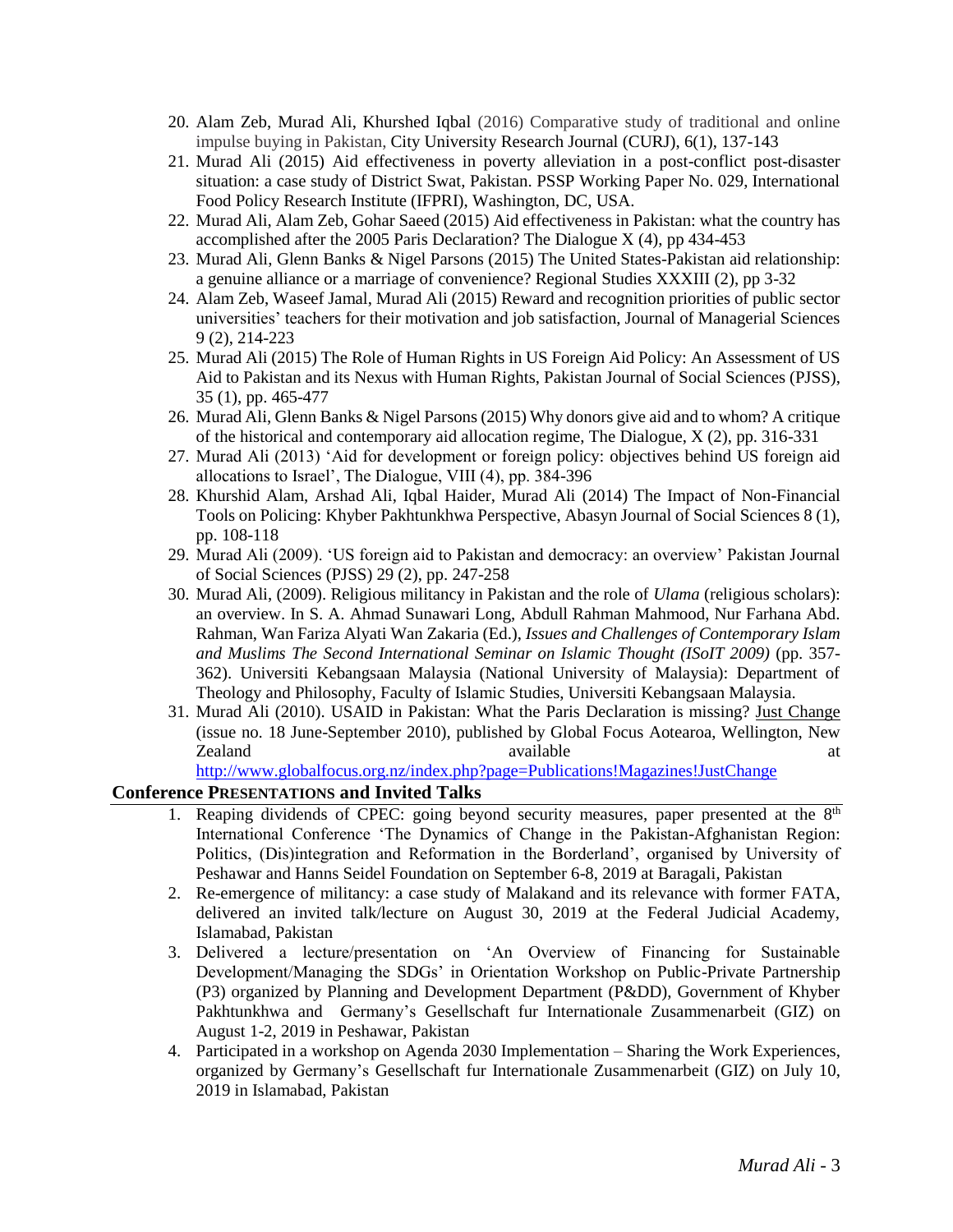20. Alam Zeb, Murad Ali, Khurshed Iqbal (2016) Comparative study of traditional and online impulse buying in Pakistan, City University Research Journal (CURJ), 6(1), 137-143
21. Murad Ali (2015) Aid effectiveness in poverty alleviation in a post-conflict post-disaster situation: a case study of District Swat, Pakistan. PSSP Working Paper No. 029, International Food Policy Research Institute (IFPRI), Washington, DC, USA.
22. Murad Ali, Alam Zeb, Gohar Saeed (2015) Aid effectiveness in Pakistan: what the country has accomplished after the 2005 Paris Declaration? The Dialogue X (4), pp 434-453
23. Murad Ali, Glenn Banks & Nigel Parsons (2015) The United States-Pakistan aid relationship: a genuine alliance or a marriage of convenience? Regional Studies XXXIII (2), pp 3-32
24. Alam Zeb, Waseef Jamal, Murad Ali (2015) Reward and recognition priorities of public sector universities' teachers for their motivation and job satisfaction, Journal of Managerial Sciences 9 (2), 214-223
25. Murad Ali (2015) The Role of Human Rights in US Foreign Aid Policy: An Assessment of US Aid to Pakistan and its Nexus with Human Rights, Pakistan Journal of Social Sciences (PJSS), 35 (1), pp. 465-477
26. Murad Ali, Glenn Banks & Nigel Parsons (2015) Why donors give aid and to whom? A critique of the historical and contemporary aid allocation regime, The Dialogue, X (2), pp. 316-331
27. Murad Ali (2013) 'Aid for development or foreign policy: objectives behind US foreign aid allocations to Israel', The Dialogue, VIII (4), pp. 384-396
28. Khurshid Alam, Arshad Ali, Iqbal Haider, Murad Ali (2014) The Impact of Non-Financial Tools on Policing: Khyber Pakhtunkhwa Perspective, Abasyn Journal of Social Sciences 8 (1), pp. 108-118
29. Murad Ali (2009). 'US foreign aid to Pakistan and democracy: an overview' Pakistan Journal of Social Sciences (PJSS) 29 (2), pp. 247-258
30. Murad Ali, (2009). Religious militancy in Pakistan and the role of *Ulama* (religious scholars): an overview. In S. A. Ahmad Sunawari Long, Abdull Rahman Mahmood, Nur Farhana Abd. Rahman, Wan Fariza Alyati Wan Zakaria (Ed.), *Issues and Challenges of Contemporary Islam and Muslims The Second International Seminar on Islamic Thought (ISoIT 2009)* (pp. 357-362). Universiti Kebangsaan Malaysia (National University of Malaysia): Department of Theology and Philosophy, Faculty of Islamic Studies, Universiti Kebangsaan Malaysia.
31. Murad Ali (2010). USAID in Pakistan: What the Paris Declaration is missing? Just Change (issue no. 18 June-September 2010), published by Global Focus Aotearoa, Wellington, New Zealand available at http://www.globalfocus.org.nz/index.php?page=Publications!Magazines!JustChange

## Conference PRESENTATIONS and Invited Talks

1. Reaping dividends of CPEC: going beyond security measures, paper presented at the 8th International Conference 'The Dynamics of Change in the Pakistan-Afghanistan Region: Politics, (Dis)integration and Reformation in the Borderland', organised by University of Peshawar and Hanns Seidel Foundation on September 6-8, 2019 at Baragali, Pakistan
2. Re-emergence of militancy: a case study of Malakand and its relevance with former FATA, delivered an invited talk/lecture on August 30, 2019 at the Federal Judicial Academy, Islamabad, Pakistan
3. Delivered a lecture/presentation on 'An Overview of Financing for Sustainable Development/Managing the SDGs' in Orientation Workshop on Public-Private Partnership (P3) organized by Planning and Development Department (P&DD), Government of Khyber Pakhtunkhwa and Germany's Gesellschaft fur Internationale Zusammenarbeit (GIZ) on August 1-2, 2019 in Peshawar, Pakistan
4. Participated in a workshop on Agenda 2030 Implementation – Sharing the Work Experiences, organized by Germany's Gesellschaft fur Internationale Zusammenarbeit (GIZ) on July 10, 2019 in Islamabad, Pakistan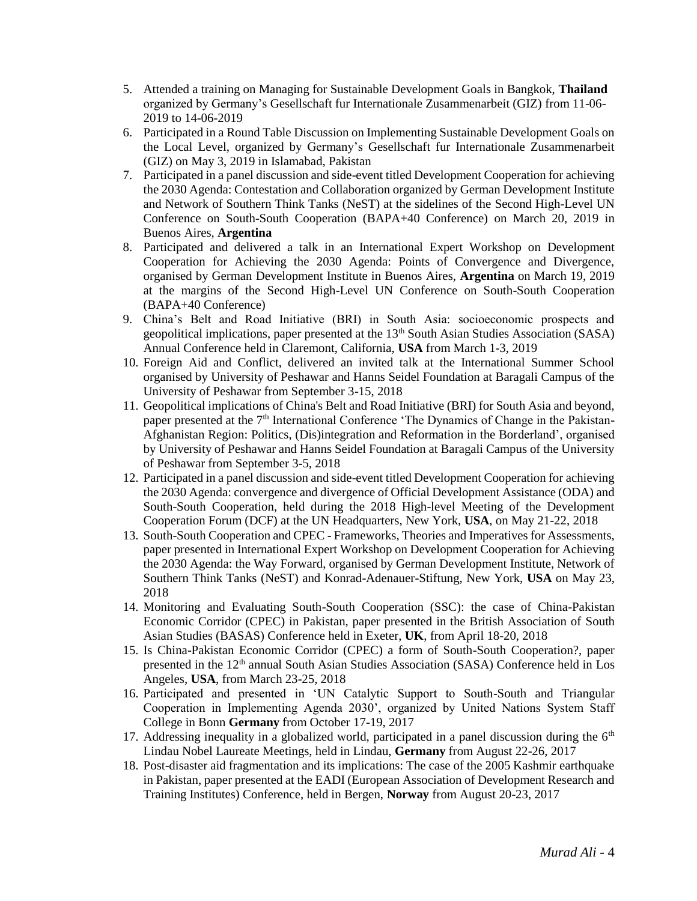5. Attended a training on Managing for Sustainable Development Goals in Bangkok, **Thailand** organized by Germany's Gesellschaft fur Internationale Zusammenarbeit (GIZ) from 11-06-2019 to 14-06-2019
6. Participated in a Round Table Discussion on Implementing Sustainable Development Goals on the Local Level, organized by Germany's Gesellschaft fur Internationale Zusammenarbeit (GIZ) on May 3, 2019 in Islamabad, Pakistan
7. Participated in a panel discussion and side-event titled Development Cooperation for achieving the 2030 Agenda: Contestation and Collaboration organized by German Development Institute and Network of Southern Think Tanks (NeST) at the sidelines of the Second High-Level UN Conference on South-South Cooperation (BAPA+40 Conference) on March 20, 2019 in Buenos Aires, **Argentina**
8. Participated and delivered a talk in an International Expert Workshop on Development Cooperation for Achieving the 2030 Agenda: Points of Convergence and Divergence, organised by German Development Institute in Buenos Aires, **Argentina** on March 19, 2019 at the margins of the Second High-Level UN Conference on South-South Cooperation (BAPA+40 Conference)
9. China's Belt and Road Initiative (BRI) in South Asia: socioeconomic prospects and geopolitical implications, paper presented at the 13th South Asian Studies Association (SASA) Annual Conference held in Claremont, California, **USA** from March 1-3, 2019
10. Foreign Aid and Conflict, delivered an invited talk at the International Summer School organised by University of Peshawar and Hanns Seidel Foundation at Baragali Campus of the University of Peshawar from September 3-15, 2018
11. Geopolitical implications of China's Belt and Road Initiative (BRI) for South Asia and beyond, paper presented at the 7th International Conference 'The Dynamics of Change in the Pakistan-Afghanistan Region: Politics, (Dis)integration and Reformation in the Borderland', organised by University of Peshawar and Hanns Seidel Foundation at Baragali Campus of the University of Peshawar from September 3-5, 2018
12. Participated in a panel discussion and side-event titled Development Cooperation for achieving the 2030 Agenda: convergence and divergence of Official Development Assistance (ODA) and South-South Cooperation, held during the 2018 High-level Meeting of the Development Cooperation Forum (DCF) at the UN Headquarters, New York, **USA**, on May 21-22, 2018
13. South-South Cooperation and CPEC - Frameworks, Theories and Imperatives for Assessments, paper presented in International Expert Workshop on Development Cooperation for Achieving the 2030 Agenda: the Way Forward, organised by German Development Institute, Network of Southern Think Tanks (NeST) and Konrad-Adenauer-Stiftung, New York, **USA** on May 23, 2018
14. Monitoring and Evaluating South-South Cooperation (SSC): the case of China-Pakistan Economic Corridor (CPEC) in Pakistan, paper presented in the British Association of South Asian Studies (BASAS) Conference held in Exeter, **UK**, from April 18-20, 2018
15. Is China-Pakistan Economic Corridor (CPEC) a form of South-South Cooperation?, paper presented in the 12th annual South Asian Studies Association (SASA) Conference held in Los Angeles, **USA**, from March 23-25, 2018
16. Participated and presented in 'UN Catalytic Support to South-South and Triangular Cooperation in Implementing Agenda 2030', organized by United Nations System Staff College in Bonn **Germany** from October 17-19, 2017
17. Addressing inequality in a globalized world, participated in a panel discussion during the 6th Lindau Nobel Laureate Meetings, held in Lindau, **Germany** from August 22-26, 2017
18. Post-disaster aid fragmentation and its implications: The case of the 2005 Kashmir earthquake in Pakistan, paper presented at the EADI (European Association of Development Research and Training Institutes) Conference, held in Bergen, **Norway** from August 20-23, 2017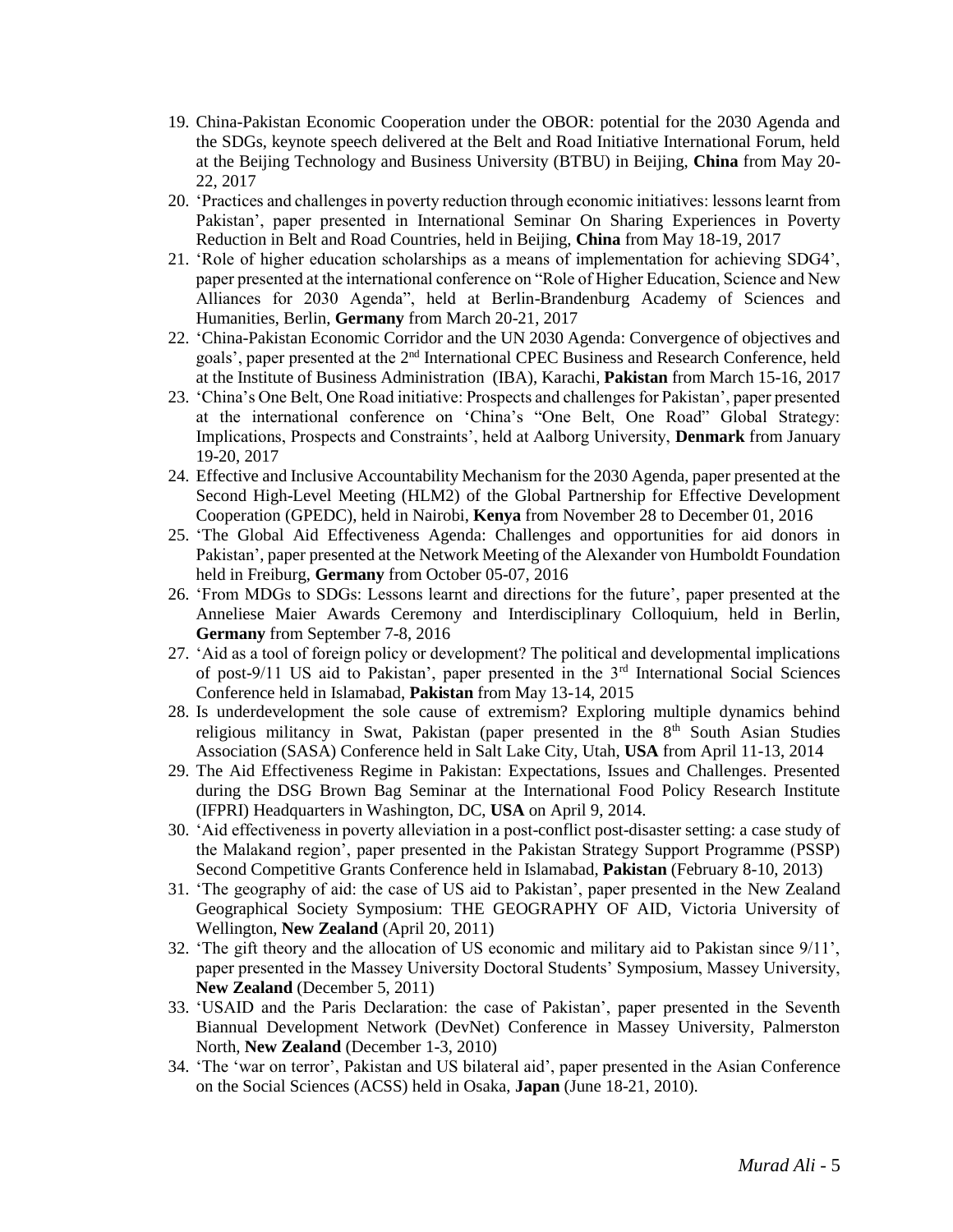19. China-Pakistan Economic Cooperation under the OBOR: potential for the 2030 Agenda and the SDGs, keynote speech delivered at the Belt and Road Initiative International Forum, held at the Beijing Technology and Business University (BTBU) in Beijing, **China** from May 20-22, 2017
20. 'Practices and challenges in poverty reduction through economic initiatives: lessons learnt from Pakistan', paper presented in International Seminar On Sharing Experiences in Poverty Reduction in Belt and Road Countries, held in Beijing, **China** from May 18-19, 2017
21. 'Role of higher education scholarships as a means of implementation for achieving SDG4', paper presented at the international conference on "Role of Higher Education, Science and New Alliances for 2030 Agenda", held at Berlin-Brandenburg Academy of Sciences and Humanities, Berlin, **Germany** from March 20-21, 2017
22. 'China-Pakistan Economic Corridor and the UN 2030 Agenda: Convergence of objectives and goals', paper presented at the 2nd International CPEC Business and Research Conference, held at the Institute of Business Administration (IBA), Karachi, **Pakistan** from March 15-16, 2017
23. 'China's One Belt, One Road initiative: Prospects and challenges for Pakistan', paper presented at the international conference on 'China's "One Belt, One Road" Global Strategy: Implications, Prospects and Constraints', held at Aalborg University, **Denmark** from January 19-20, 2017
24. Effective and Inclusive Accountability Mechanism for the 2030 Agenda, paper presented at the Second High-Level Meeting (HLM2) of the Global Partnership for Effective Development Cooperation (GPEDC), held in Nairobi, **Kenya** from November 28 to December 01, 2016
25. 'The Global Aid Effectiveness Agenda: Challenges and opportunities for aid donors in Pakistan', paper presented at the Network Meeting of the Alexander von Humboldt Foundation held in Freiburg, **Germany** from October 05-07, 2016
26. 'From MDGs to SDGs: Lessons learnt and directions for the future', paper presented at the Anneliese Maier Awards Ceremony and Interdisciplinary Colloquium, held in Berlin, **Germany** from September 7-8, 2016
27. 'Aid as a tool of foreign policy or development? The political and developmental implications of post-9/11 US aid to Pakistan', paper presented in the 3rd International Social Sciences Conference held in Islamabad, **Pakistan** from May 13-14, 2015
28. Is underdevelopment the sole cause of extremism? Exploring multiple dynamics behind religious militancy in Swat, Pakistan (paper presented in the 8th South Asian Studies Association (SASA) Conference held in Salt Lake City, Utah, **USA** from April 11-13, 2014
29. The Aid Effectiveness Regime in Pakistan: Expectations, Issues and Challenges. Presented during the DSG Brown Bag Seminar at the International Food Policy Research Institute (IFPRI) Headquarters in Washington, DC, **USA** on April 9, 2014.
30. 'Aid effectiveness in poverty alleviation in a post-conflict post-disaster setting: a case study of the Malakand region', paper presented in the Pakistan Strategy Support Programme (PSSP) Second Competitive Grants Conference held in Islamabad, **Pakistan** (February 8-10, 2013)
31. 'The geography of aid: the case of US aid to Pakistan', paper presented in the New Zealand Geographical Society Symposium: THE GEOGRAPHY OF AID, Victoria University of Wellington, **New Zealand** (April 20, 2011)
32. 'The gift theory and the allocation of US economic and military aid to Pakistan since 9/11', paper presented in the Massey University Doctoral Students' Symposium, Massey University, **New Zealand** (December 5, 2011)
33. 'USAID and the Paris Declaration: the case of Pakistan', paper presented in the Seventh Biannual Development Network (DevNet) Conference in Massey University, Palmerston North, **New Zealand** (December 1-3, 2010)
34. 'The 'war on terror', Pakistan and US bilateral aid', paper presented in the Asian Conference on the Social Sciences (ACSS) held in Osaka, **Japan** (June 18-21, 2010).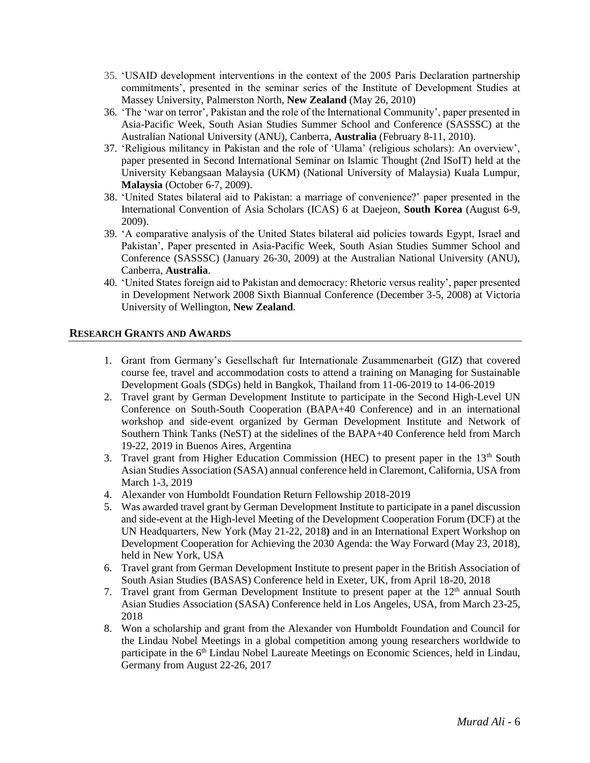35. 'USAID development interventions in the context of the 2005 Paris Declaration partnership commitments', presented in the seminar series of the Institute of Development Studies at Massey University, Palmerston North, **New Zealand** (May 26, 2010)
36. 'The 'war on terror', Pakistan and the role of the International Community', paper presented in Asia-Pacific Week, South Asian Studies Summer School and Conference (SASSSC) at the Australian National University (ANU), Canberra, **Australia** (February 8-11, 2010).
37. 'Religious militancy in Pakistan and the role of 'Ulama' (religious scholars): An overview', paper presented in Second International Seminar on Islamic Thought (2nd ISoIT) held at the University Kebangsaan Malaysia (UKM) (National University of Malaysia) Kuala Lumpur, **Malaysia** (October 6-7, 2009).
38. 'United States bilateral aid to Pakistan: a marriage of convenience?' paper presented in the International Convention of Asia Scholars (ICAS) 6 at Daejeon, **South Korea** (August 6-9, 2009).
39. 'A comparative analysis of the United States bilateral aid policies towards Egypt, Israel and Pakistan', Paper presented in Asia-Pacific Week, South Asian Studies Summer School and Conference (SASSSC) (January 26-30, 2009) at the Australian National University (ANU), Canberra, **Australia**.
40. 'United States foreign aid to Pakistan and democracy: Rhetoric versus reality', paper presented in Development Network 2008 Sixth Biannual Conference (December 3-5, 2008) at Victoria University of Wellington, **New Zealand**.

## RESEARCH GRANTS AND AWARDS

1. Grant from Germany's Gesellschaft fur Internationale Zusammenarbeit (GIZ) that covered course fee, travel and accommodation costs to attend a training on Managing for Sustainable Development Goals (SDGs) held in Bangkok, Thailand from 11-06-2019 to 14-06-2019
2. Travel grant by German Development Institute to participate in the Second High-Level UN Conference on South-South Cooperation (BAPA+40 Conference) and in an international workshop and side-event organized by German Development Institute and Network of Southern Think Tanks (NeST) at the sidelines of the BAPA+40 Conference held from March 19-22, 2019 in Buenos Aires, Argentina
3. Travel grant from Higher Education Commission (HEC) to present paper in the 13th South Asian Studies Association (SASA) annual conference held in Claremont, California, USA from March 1-3, 2019
4. Alexander von Humboldt Foundation Return Fellowship 2018-2019
5. Was awarded travel grant by German Development Institute to participate in a panel discussion and side-event at the High-level Meeting of the Development Cooperation Forum (DCF) at the UN Headquarters, New York (May 21-22, 2018**)** and in an International Expert Workshop on Development Cooperation for Achieving the 2030 Agenda: the Way Forward (May 23, 2018), held in New York, USA
6. Travel grant from German Development Institute to present paper in the British Association of South Asian Studies (BASAS) Conference held in Exeter, UK, from April 18-20, 2018
7. Travel grant from German Development Institute to present paper at the 12th annual South Asian Studies Association (SASA) Conference held in Los Angeles, USA, from March 23-25, 2018
8. Won a scholarship and grant from the Alexander von Humboldt Foundation and Council for the Lindau Nobel Meetings in a global competition among young researchers worldwide to participate in the 6th Lindau Nobel Laureate Meetings on Economic Sciences, held in Lindau, Germany from August 22-26, 2017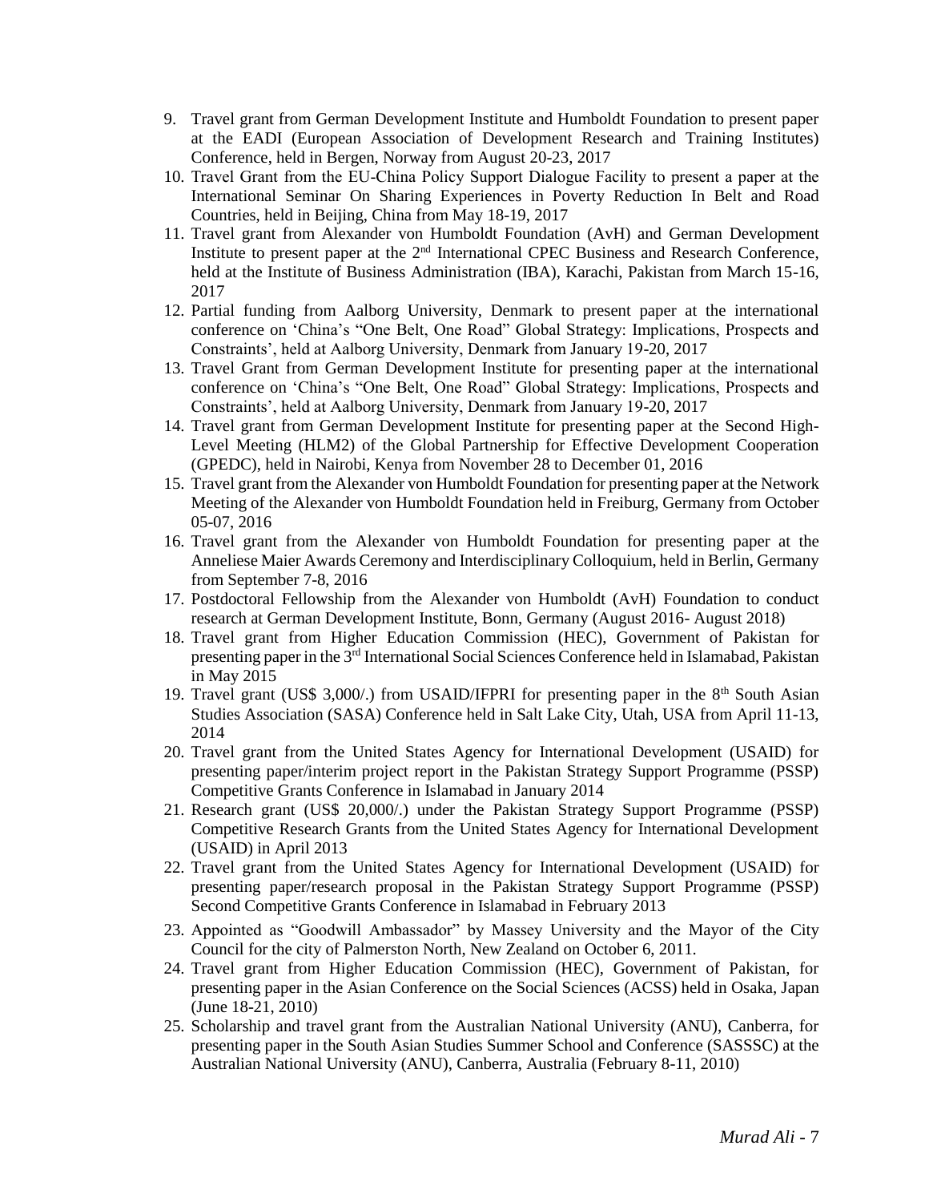9. Travel grant from German Development Institute and Humboldt Foundation to present paper at the EADI (European Association of Development Research and Training Institutes) Conference, held in Bergen, Norway from August 20-23, 2017
10. Travel Grant from the EU-China Policy Support Dialogue Facility to present a paper at the International Seminar On Sharing Experiences in Poverty Reduction In Belt and Road Countries, held in Beijing, China from May 18-19, 2017
11. Travel grant from Alexander von Humboldt Foundation (AvH) and German Development Institute to present paper at the 2nd International CPEC Business and Research Conference, held at the Institute of Business Administration (IBA), Karachi, Pakistan from March 15-16, 2017
12. Partial funding from Aalborg University, Denmark to present paper at the international conference on 'China's "One Belt, One Road" Global Strategy: Implications, Prospects and Constraints', held at Aalborg University, Denmark from January 19-20, 2017
13. Travel Grant from German Development Institute for presenting paper at the international conference on 'China's "One Belt, One Road" Global Strategy: Implications, Prospects and Constraints', held at Aalborg University, Denmark from January 19-20, 2017
14. Travel grant from German Development Institute for presenting paper at the Second High-Level Meeting (HLM2) of the Global Partnership for Effective Development Cooperation (GPEDC), held in Nairobi, Kenya from November 28 to December 01, 2016
15. Travel grant from the Alexander von Humboldt Foundation for presenting paper at the Network Meeting of the Alexander von Humboldt Foundation held in Freiburg, Germany from October 05-07, 2016
16. Travel grant from the Alexander von Humboldt Foundation for presenting paper at the Anneliese Maier Awards Ceremony and Interdisciplinary Colloquium, held in Berlin, Germany from September 7-8, 2016
17. Postdoctoral Fellowship from the Alexander von Humboldt (AvH) Foundation to conduct research at German Development Institute, Bonn, Germany (August 2016- August 2018)
18. Travel grant from Higher Education Commission (HEC), Government of Pakistan for presenting paper in the 3rd International Social Sciences Conference held in Islamabad, Pakistan in May 2015
19. Travel grant (US$ 3,000/.) from USAID/IFPRI for presenting paper in the 8th South Asian Studies Association (SASA) Conference held in Salt Lake City, Utah, USA from April 11-13, 2014
20. Travel grant from the United States Agency for International Development (USAID) for presenting paper/interim project report in the Pakistan Strategy Support Programme (PSSP) Competitive Grants Conference in Islamabad in January 2014
21. Research grant (US$ 20,000/.) under the Pakistan Strategy Support Programme (PSSP) Competitive Research Grants from the United States Agency for International Development (USAID) in April 2013
22. Travel grant from the United States Agency for International Development (USAID) for presenting paper/research proposal in the Pakistan Strategy Support Programme (PSSP) Second Competitive Grants Conference in Islamabad in February 2013
23. Appointed as "Goodwill Ambassador" by Massey University and the Mayor of the City Council for the city of Palmerston North, New Zealand on October 6, 2011.
24. Travel grant from Higher Education Commission (HEC), Government of Pakistan, for presenting paper in the Asian Conference on the Social Sciences (ACSS) held in Osaka, Japan (June 18-21, 2010)
25. Scholarship and travel grant from the Australian National University (ANU), Canberra, for presenting paper in the South Asian Studies Summer School and Conference (SASSSC) at the Australian National University (ANU), Canberra, Australia (February 8-11, 2010)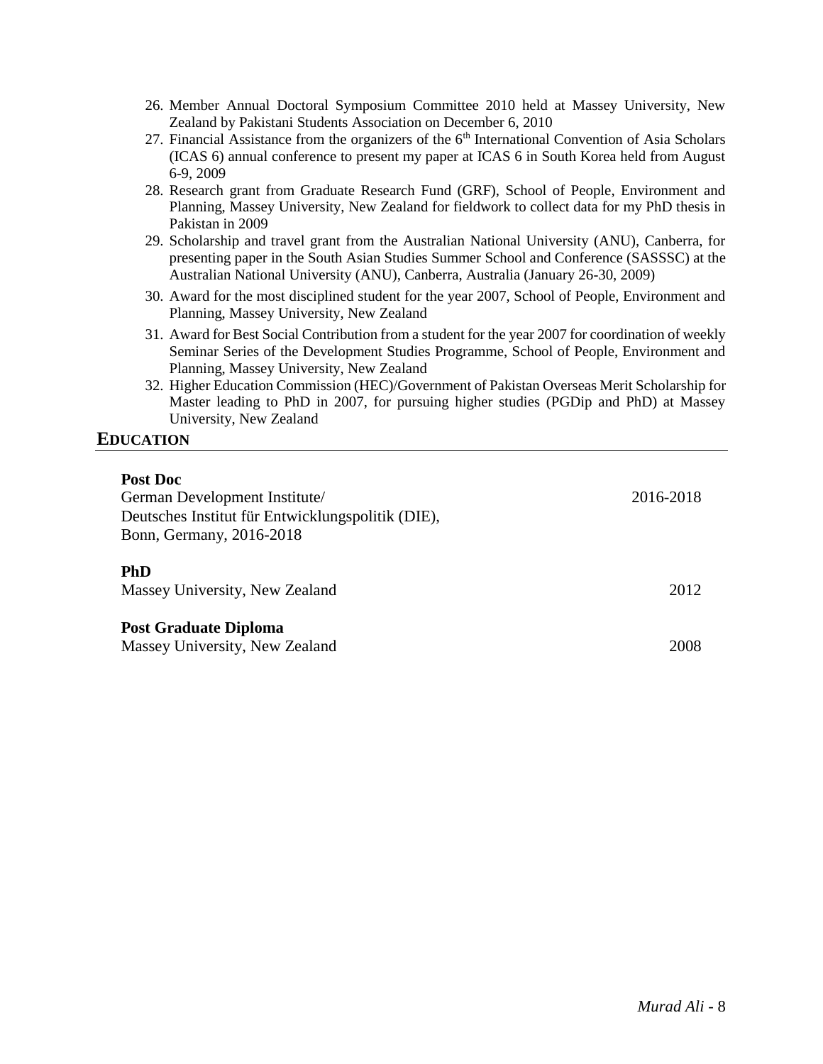26. Member Annual Doctoral Symposium Committee 2010 held at Massey University, New Zealand by Pakistani Students Association on December 6, 2010
27. Financial Assistance from the organizers of the 6th International Convention of Asia Scholars (ICAS 6) annual conference to present my paper at ICAS 6 in South Korea held from August 6-9, 2009
28. Research grant from Graduate Research Fund (GRF), School of People, Environment and Planning, Massey University, New Zealand for fieldwork to collect data for my PhD thesis in Pakistan in 2009
29. Scholarship and travel grant from the Australian National University (ANU), Canberra, for presenting paper in the South Asian Studies Summer School and Conference (SASSSC) at the Australian National University (ANU), Canberra, Australia (January 26-30, 2009)
30. Award for the most disciplined student for the year 2007, School of People, Environment and Planning, Massey University, New Zealand
31. Award for Best Social Contribution from a student for the year 2007 for coordination of weekly Seminar Series of the Development Studies Programme, School of People, Environment and Planning, Massey University, New Zealand
32. Higher Education Commission (HEC)/Government of Pakistan Overseas Merit Scholarship for Master leading to PhD in 2007, for pursuing higher studies (PGDip and PhD) at Massey University, New Zealand

## EDUCATION

**Post Doc**
German Development Institute/
Deutsches Institut für Entwicklungspolitik (DIE),
Bonn, Germany, 2016-2018 — 2016-2018

**PhD**
Massey University, New Zealand — 2012

**Post Graduate Diploma**
Massey University, New Zealand — 2008